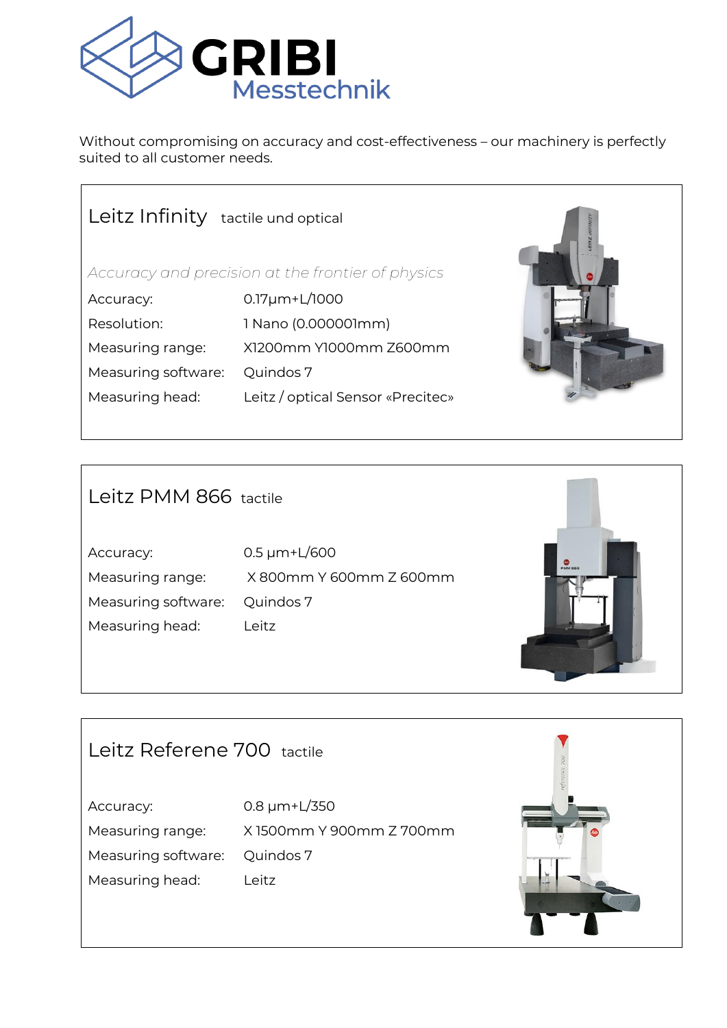# GRIBI Messtechnik

Without compromising on accuracy and cost-effectiveness – our machinery is perfectly suited to all customer needs.

## Leitz Infinity tactile und optical

*Accuracy and precision at the frontier of physics*

| | |
|---|---|
| Accuracy: | 0.17µm+L/1000 |
| Resolution: | 1 Nano (0.000001mm) |
| Measuring range: | X1200mm Y1000mm Z600mm |
| Measuring software: | Quindos 7 |
| Measuring head: | Leitz / optical Sensor «Precitec» |

## Leitz PMM 866 tactile

| | |
|---|---|
| Accuracy: | 0.5 µm+L/600 |
| Measuring range: | X 800mm Y 600mm Z 600mm |
| Measuring software: | Quindos 7 |
| Measuring head: | Leitz |

## Leitz Referene 700 tactile

| | |
|---|---|
| Accuracy: | 0.8 µm+L/350 |
| Measuring range: | X 1500mm Y 900mm Z 700mm |
| Measuring software: | Quindos 7 |
| Measuring head: | Leitz |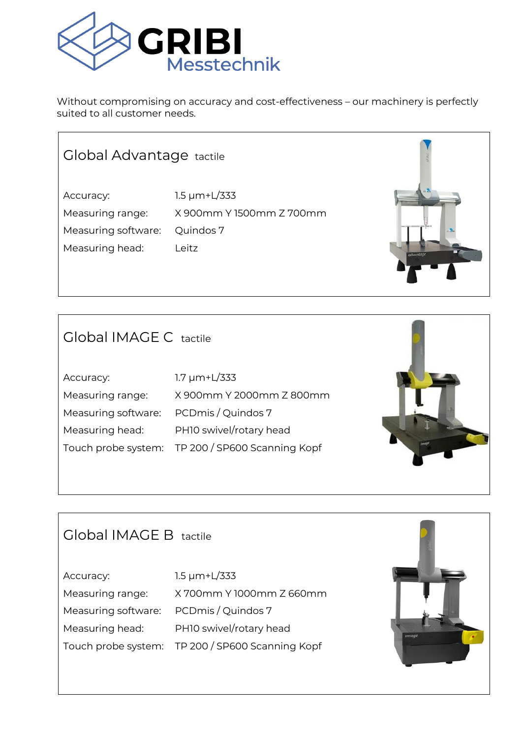# GRIBI Messtechnik

Without compromising on accuracy and cost-effectiveness – our machinery is perfectly suited to all customer needs.

## Global Advantage tactile

| | |
|---|---|
| Accuracy: | 1.5 µm+L/333 |
| Measuring range: | X 900mm Y 1500mm Z 700mm |
| Measuring software: | Quindos 7 |
| Measuring head: | Leitz |

## Global IMAGE C tactile

| | |
|---|---|
| Accuracy: | 1.7 µm+L/333 |
| Measuring range: | X 900mm Y 2000mm Z 800mm |
| Measuring software: | PCDmis / Quindos 7 |
| Measuring head: | PH10 swivel/rotary head |
| Touch probe system: | TP 200 / SP600 Scanning Kopf |

## Global IMAGE B tactile

| | |
|---|---|
| Accuracy: | 1.5 µm+L/333 |
| Measuring range: | X 700mm Y 1000mm Z 660mm |
| Measuring software: | PCDmis / Quindos 7 |
| Measuring head: | PH10 swivel/rotary head |
| Touch probe system: | TP 200 / SP600 Scanning Kopf |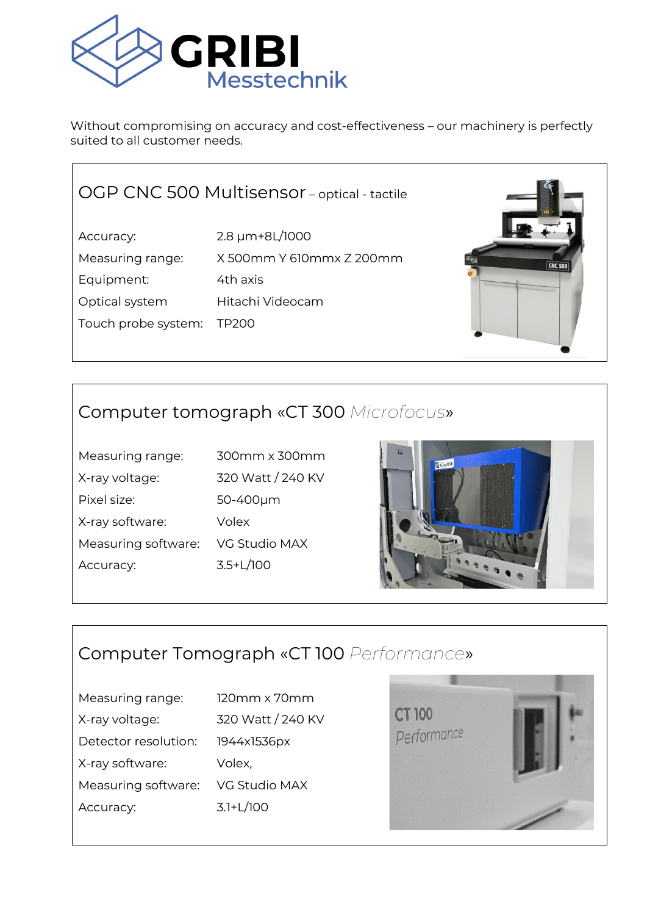GRIBI Messtechnik

Without compromising on accuracy and cost-effectiveness – our machinery is perfectly suited to all customer needs.

## OGP CNC 500 Multisensor – optical - tactile

| | |
|---|---|
| Accuracy: | 2.8 µm+8L/1000 |
| Measuring range: | X 500mm Y 610mmx Z 200mm |
| Equipment: | 4th axis |
| Optical system | Hitachi Videocam |
| Touch probe system: | TP200 |

## Computer tomograph «CT 300 *Microfocus*»

| | |
|---|---|
| Measuring range: | 300mm x 300mm |
| X-ray voltage: | 320 Watt / 240 KV |
| Pixel size: | 50-400µm |
| X-ray software: | Volex |
| Measuring software: | VG Studio MAX |
| Accuracy: | 3.5+L/100 |

## Computer Tomograph «CT 100 *Performance*»

| | |
|---|---|
| Measuring range: | 120mm x 70mm |
| X-ray voltage: | 320 Watt / 240 KV |
| Detector resolution: | 1944x1536px |
| X-ray software: | Volex, |
| Measuring software: | VG Studio MAX |
| Accuracy: | 3.1+L/100 |